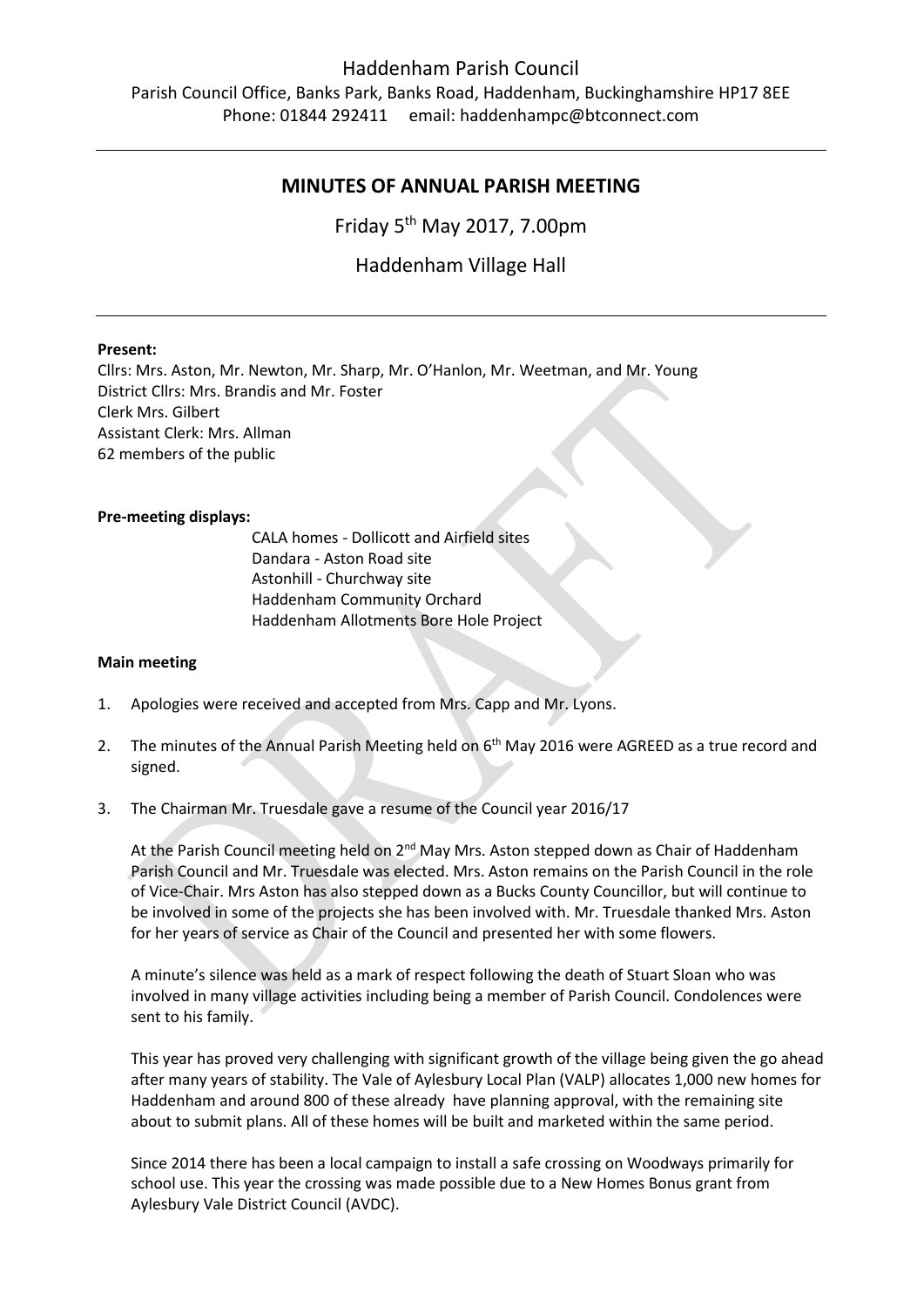Haddenham Parish Council

Parish Council Office, Banks Park, Banks Road, Haddenham, Buckinghamshire HP17 8EE

Phone: 01844 292411 email: haddenhampc@btconnect.com

---

# MINUTES OF ANNUAL PARISH MEETING

Friday 5th May 2017, 7.00pm

Haddenham Village Hall

---

**Present:**

Cllrs: Mrs. Aston, Mr. Newton, Mr. Sharp, Mr. O'Hanlon, Mr. Weetman, and Mr. Young
District Cllrs: Mrs. Brandis and Mr. Foster
Clerk Mrs. Gilbert
Assistant Clerk: Mrs. Allman
62 members of the public

**Pre-meeting displays:**

CALA homes - Dollicott and Airfield sites
Dandara - Aston Road site
Astonhill - Churchway site
Haddenham Community Orchard
Haddenham Allotments Bore Hole Project

**Main meeting**

1. Apologies were received and accepted from Mrs. Capp and Mr. Lyons.

2. The minutes of the Annual Parish Meeting held on 6th May 2016 were AGREED as a true record and signed.

3. The Chairman Mr. Truesdale gave a resume of the Council year 2016/17

   At the Parish Council meeting held on 2nd May Mrs. Aston stepped down as Chair of Haddenham Parish Council and Mr. Truesdale was elected. Mrs. Aston remains on the Parish Council in the role of Vice-Chair. Mrs Aston has also stepped down as a Bucks County Councillor, but will continue to be involved in some of the projects she has been involved with. Mr. Truesdale thanked Mrs. Aston for her years of service as Chair of the Council and presented her with some flowers.

   A minute's silence was held as a mark of respect following the death of Stuart Sloan who was involved in many village activities including being a member of Parish Council. Condolences were sent to his family.

   This year has proved very challenging with significant growth of the village being given the go ahead after many years of stability. The Vale of Aylesbury Local Plan (VALP) allocates 1,000 new homes for Haddenham and around 800 of these already have planning approval, with the remaining site about to submit plans. All of these homes will be built and marketed within the same period.

   Since 2014 there has been a local campaign to install a safe crossing on Woodways primarily for school use. This year the crossing was made possible due to a New Homes Bonus grant from Aylesbury Vale District Council (AVDC).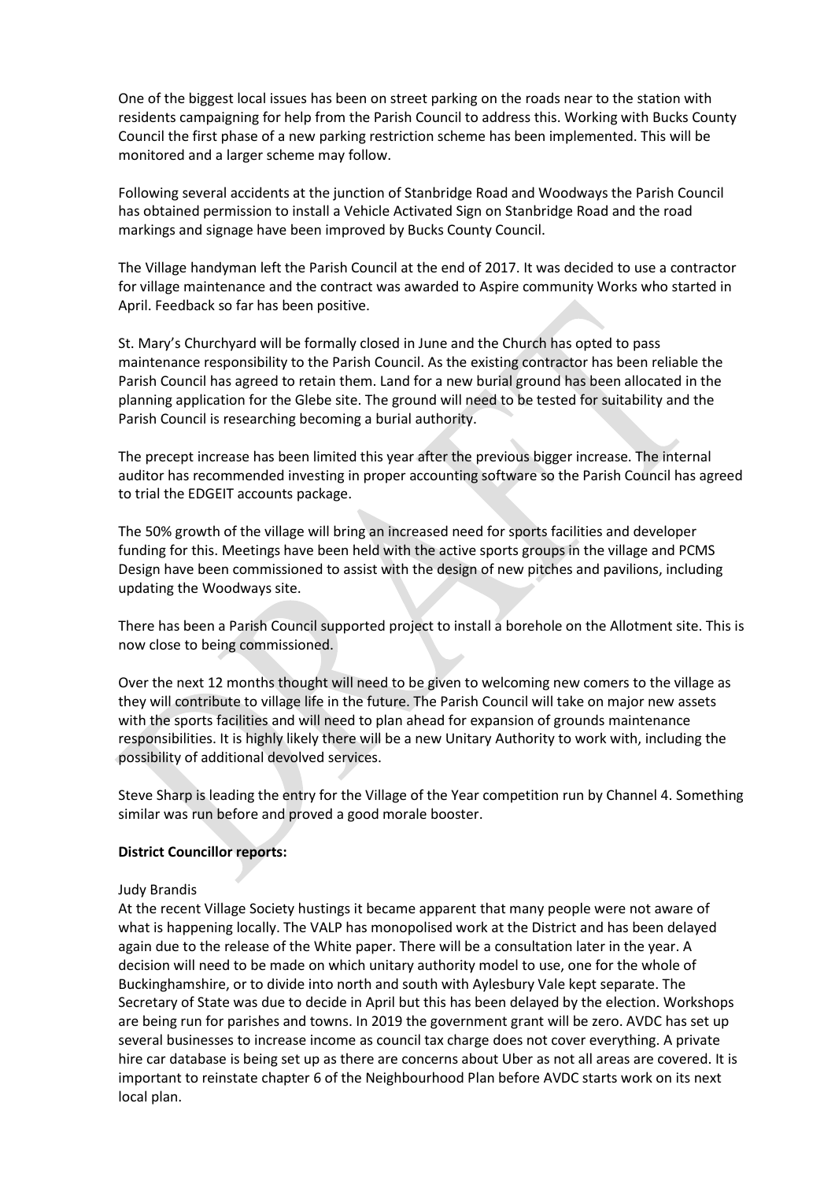One of the biggest local issues has been on street parking on the roads near to the station with residents campaigning for help from the Parish Council to address this. Working with Bucks County Council the first phase of a new parking restriction scheme has been implemented. This will be monitored and a larger scheme may follow.

Following several accidents at the junction of Stanbridge Road and Woodways the Parish Council has obtained permission to install a Vehicle Activated Sign on Stanbridge Road and the road markings and signage have been improved by Bucks County Council.

The Village handyman left the Parish Council at the end of 2017. It was decided to use a contractor for village maintenance and the contract was awarded to Aspire community Works who started in April. Feedback so far has been positive.

St. Mary's Churchyard will be formally closed in June and the Church has opted to pass maintenance responsibility to the Parish Council. As the existing contractor has been reliable the Parish Council has agreed to retain them. Land for a new burial ground has been allocated in the planning application for the Glebe site. The ground will need to be tested for suitability and the Parish Council is researching becoming a burial authority.

The precept increase has been limited this year after the previous bigger increase. The internal auditor has recommended investing in proper accounting software so the Parish Council has agreed to trial the EDGEIT accounts package.

The 50% growth of the village will bring an increased need for sports facilities and developer funding for this. Meetings have been held with the active sports groups in the village and PCMS Design have been commissioned to assist with the design of new pitches and pavilions, including updating the Woodways site.

There has been a Parish Council supported project to install a borehole on the Allotment site. This is now close to being commissioned.

Over the next 12 months thought will need to be given to welcoming new comers to the village as they will contribute to village life in the future. The Parish Council will take on major new assets with the sports facilities and will need to plan ahead for expansion of grounds maintenance responsibilities. It is highly likely there will be a new Unitary Authority to work with, including the possibility of additional devolved services.

Steve Sharp is leading the entry for the Village of the Year competition run by Channel 4. Something similar was run before and proved a good morale booster.

**District Councillor reports:**

Judy Brandis

At the recent Village Society hustings it became apparent that many people were not aware of what is happening locally. The VALP has monopolised work at the District and has been delayed again due to the release of the White paper. There will be a consultation later in the year. A decision will need to be made on which unitary authority model to use, one for the whole of Buckinghamshire, or to divide into north and south with Aylesbury Vale kept separate. The Secretary of State was due to decide in April but this has been delayed by the election. Workshops are being run for parishes and towns. In 2019 the government grant will be zero. AVDC has set up several businesses to increase income as council tax charge does not cover everything. A private hire car database is being set up as there are concerns about Uber as not all areas are covered. It is important to reinstate chapter 6 of the Neighbourhood Plan before AVDC starts work on its next local plan.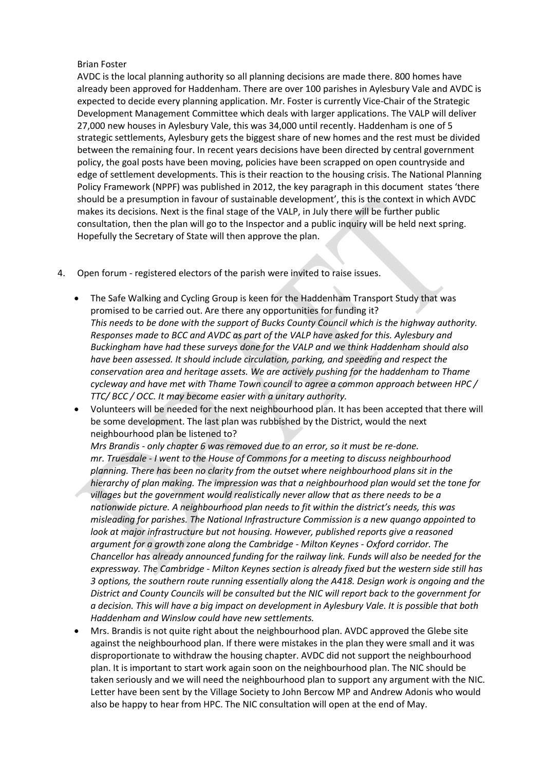Brian Foster

AVDC is the local planning authority so all planning decisions are made there. 800 homes have already been approved for Haddenham. There are over 100 parishes in Aylesbury Vale and AVDC is expected to decide every planning application. Mr. Foster is currently Vice-Chair of the Strategic Development Management Committee which deals with larger applications. The VALP will deliver 27,000 new houses in Aylesbury Vale, this was 34,000 until recently. Haddenham is one of 5 strategic settlements, Aylesbury gets the biggest share of new homes and the rest must be divided between the remaining four. In recent years decisions have been directed by central government policy, the goal posts have been moving, policies have been scrapped on open countryside and edge of settlement developments. This is their reaction to the housing crisis. The National Planning Policy Framework (NPPF) was published in 2012, the key paragraph in this document states 'there should be a presumption in favour of sustainable development', this is the context in which AVDC makes its decisions. Next is the final stage of the VALP, in July there will be further public consultation, then the plan will go to the Inspector and a public inquiry will be held next spring. Hopefully the Secretary of State will then approve the plan.

4. Open forum - registered electors of the parish were invited to raise issues.

   - The Safe Walking and Cycling Group is keen for the Haddenham Transport Study that was promised to be carried out. Are there any opportunities for funding it?
     *This needs to be done with the support of Bucks County Council which is the highway authority. Responses made to BCC and AVDC as part of the VALP have asked for this. Aylesbury and Buckingham have had these surveys done for the VALP and we think Haddenham should also have been assessed. It should include circulation, parking, and speeding and respect the conservation area and heritage assets. We are actively pushing for the haddenham to Thame cycleway and have met with Thame Town council to agree a common approach between HPC / TTC/ BCC / OCC. It may become easier with a unitary authority.*
   - Volunteers will be needed for the next neighbourhood plan. It has been accepted that there will be some development. The last plan was rubbished by the District, would the next neighbourhood plan be listened to?
     *Mrs Brandis - only chapter 6 was removed due to an error, so it must be re-done.*
     *mr. Truesdale - I went to the House of Commons for a meeting to discuss neighbourhood planning. There has been no clarity from the outset where neighbourhood plans sit in the hierarchy of plan making. The impression was that a neighbourhood plan would set the tone for villages but the government would realistically never allow that as there needs to be a nationwide picture. A neighbourhood plan needs to fit within the district's needs, this was misleading for parishes. The National Infrastructure Commission is a new quango appointed to look at major infrastructure but not housing. However, published reports give a reasoned argument for a growth zone along the Cambridge - Milton Keynes - Oxford corridor. The Chancellor has already announced funding for the railway link. Funds will also be needed for the expressway. The Cambridge - Milton Keynes section is already fixed but the western side still has 3 options, the southern route running essentially along the A418. Design work is ongoing and the District and County Councils will be consulted but the NIC will report back to the government for a decision. This will have a big impact on development in Aylesbury Vale. It is possible that both Haddenham and Winslow could have new settlements.*
   - Mrs. Brandis is not quite right about the neighbourhood plan. AVDC approved the Glebe site against the neighbourhood plan. If there were mistakes in the plan they were small and it was disproportionate to withdraw the housing chapter. AVDC did not support the neighbourhood plan. It is important to start work again soon on the neighbourhood plan. The NIC should be taken seriously and we will need the neighbourhood plan to support any argument with the NIC. Letter have been sent by the Village Society to John Bercow MP and Andrew Adonis who would also be happy to hear from HPC. The NIC consultation will open at the end of May.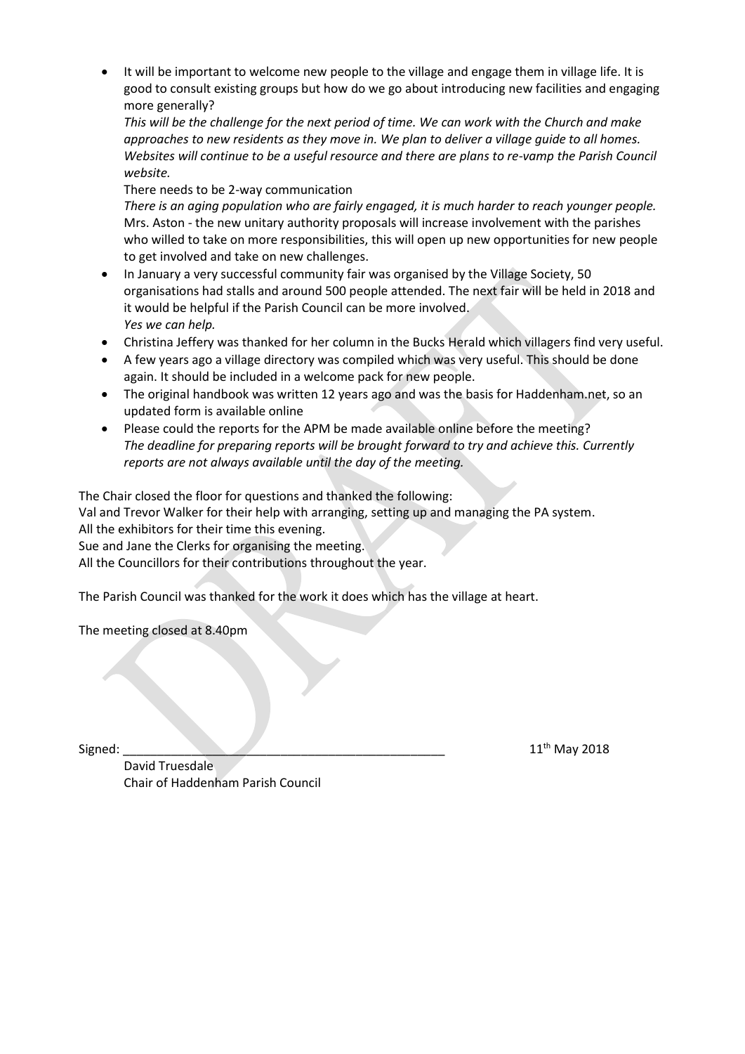- It will be important to welcome new people to the village and engage them in village life. It is good to consult existing groups but how do we go about introducing new facilities and engaging more generally?
  *This will be the challenge for the next period of time. We can work with the Church and make approaches to new residents as they move in. We plan to deliver a village guide to all homes. Websites will continue to be a useful resource and there are plans to re-vamp the Parish Council website.*
  There needs to be 2-way communication
  *There is an aging population who are fairly engaged, it is much harder to reach younger people.*
  Mrs. Aston - the new unitary authority proposals will increase involvement with the parishes who willed to take on more responsibilities, this will open up new opportunities for new people to get involved and take on new challenges.
- In January a very successful community fair was organised by the Village Society, 50 organisations had stalls and around 500 people attended. The next fair will be held in 2018 and it would be helpful if the Parish Council can be more involved.
  *Yes we can help.*
- Christina Jeffery was thanked for her column in the Bucks Herald which villagers find very useful.
- A few years ago a village directory was compiled which was very useful. This should be done again. It should be included in a welcome pack for new people.
- The original handbook was written 12 years ago and was the basis for Haddenham.net, so an updated form is available online
- Please could the reports for the APM be made available online before the meeting?
  *The deadline for preparing reports will be brought forward to try and achieve this. Currently reports are not always available until the day of the meeting.*

The Chair closed the floor for questions and thanked the following:
Val and Trevor Walker for their help with arranging, setting up and managing the PA system.
All the exhibitors for their time this evening.
Sue and Jane the Clerks for organising the meeting.
All the Councillors for their contributions throughout the year.

The Parish Council was thanked for the work it does which has the village at heart.

The meeting closed at 8.40pm

Signed: _______________________________________________ 11th May 2018

David Truesdale
Chair of Haddenham Parish Council